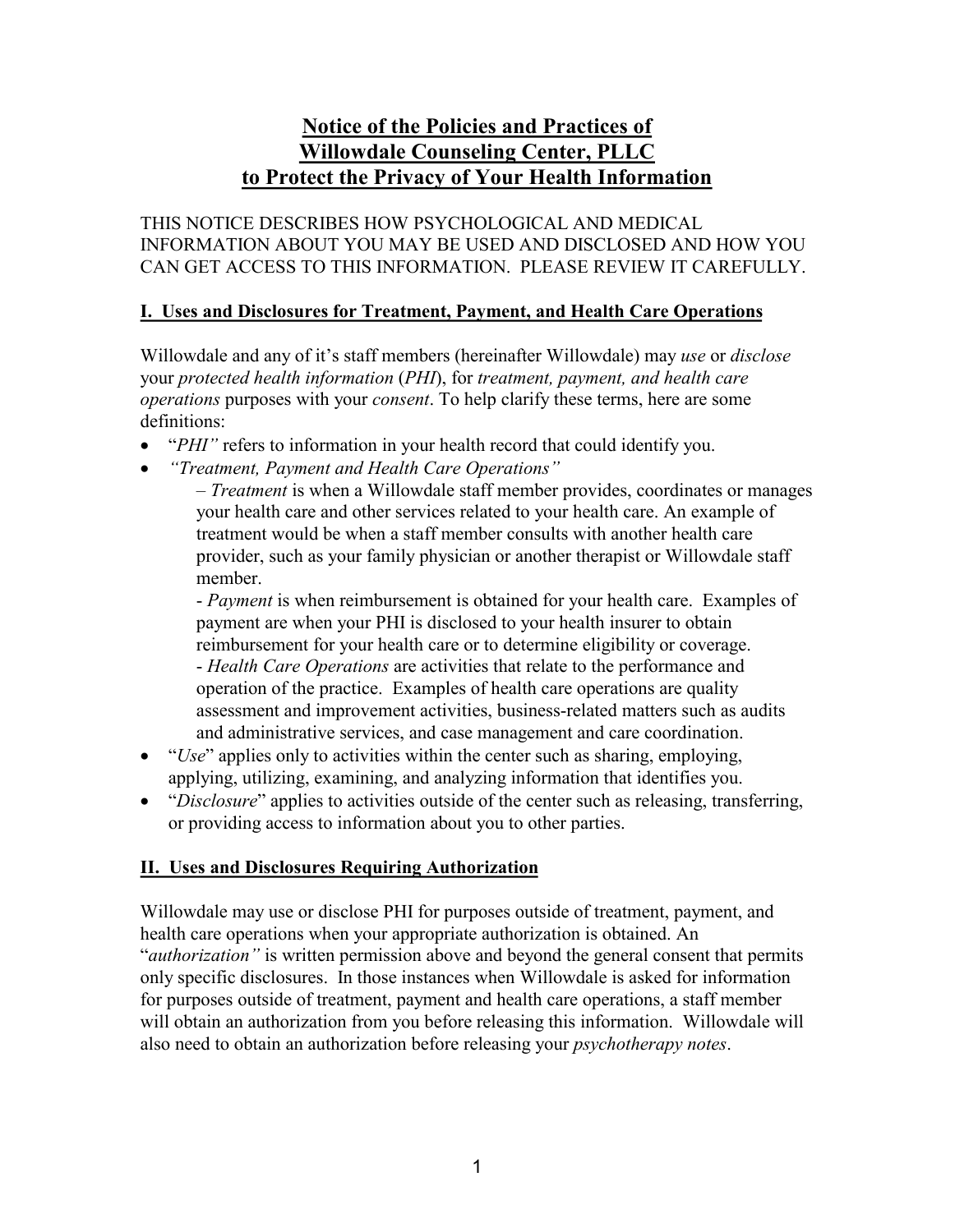# Notice of the Policies and Practices of Willowdale Counseling Center, PLLC to Protect the Privacy of Your Health Information

THIS NOTICE DESCRIBES HOW PSYCHOLOGICAL AND MEDICAL INFORMATION ABOUT YOU MAY BE USED AND DISCLOSED AND HOW YOU CAN GET ACCESS TO THIS INFORMATION. PLEASE REVIEW IT CAREFULLY.

## I. Uses and Disclosures for Treatment, Payment, and Health Care Operations

Willowdale and any of it's staff members (hereinafter Willowdale) may *use* or *disclose* your *protected health information* (*PHI*), for *treatment, payment, and health care operations* purposes with your *consent*. To help clarify these terms, here are some definitions:

- "*PHI"* refers to information in your health record that could identify you.
- *"Treatment, Payment and Health Care Operations"*
  – *Treatment* is when a Willowdale staff member provides, coordinates or manages your health care and other services related to your health care. An example of treatment would be when a staff member consults with another health care provider, such as your family physician or another therapist or Willowdale staff member.
  - *Payment* is when reimbursement is obtained for your health care. Examples of payment are when your PHI is disclosed to your health insurer to obtain reimbursement for your health care or to determine eligibility or coverage.
  - *Health Care Operations* are activities that relate to the performance and operation of the practice. Examples of health care operations are quality assessment and improvement activities, business-related matters such as audits and administrative services, and case management and care coordination.
- "*Use*" applies only to activities within the center such as sharing, employing, applying, utilizing, examining, and analyzing information that identifies you.
- "*Disclosure*" applies to activities outside of the center such as releasing, transferring, or providing access to information about you to other parties.

## II. Uses and Disclosures Requiring Authorization

Willowdale may use or disclose PHI for purposes outside of treatment, payment, and health care operations when your appropriate authorization is obtained. An "*authorization"* is written permission above and beyond the general consent that permits only specific disclosures. In those instances when Willowdale is asked for information for purposes outside of treatment, payment and health care operations, a staff member will obtain an authorization from you before releasing this information. Willowdale will also need to obtain an authorization before releasing your *psychotherapy notes*.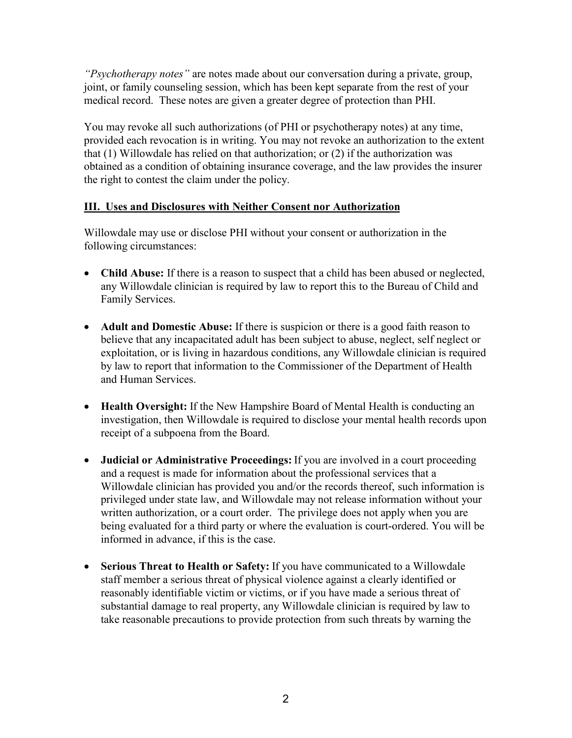*"Psychotherapy notes"* are notes made about our conversation during a private, group, joint, or family counseling session, which has been kept separate from the rest of your medical record. These notes are given a greater degree of protection than PHI.

You may revoke all such authorizations (of PHI or psychotherapy notes) at any time, provided each revocation is in writing. You may not revoke an authorization to the extent that (1) Willowdale has relied on that authorization; or (2) if the authorization was obtained as a condition of obtaining insurance coverage, and the law provides the insurer the right to contest the claim under the policy.

## III. Uses and Disclosures with Neither Consent nor Authorization

Willowdale may use or disclose PHI without your consent or authorization in the following circumstances:

- **Child Abuse:** If there is a reason to suspect that a child has been abused or neglected, any Willowdale clinician is required by law to report this to the Bureau of Child and Family Services.

- **Adult and Domestic Abuse:** If there is suspicion or there is a good faith reason to believe that any incapacitated adult has been subject to abuse, neglect, self neglect or exploitation, or is living in hazardous conditions, any Willowdale clinician is required by law to report that information to the Commissioner of the Department of Health and Human Services.

- **Health Oversight:** If the New Hampshire Board of Mental Health is conducting an investigation, then Willowdale is required to disclose your mental health records upon receipt of a subpoena from the Board.

- **Judicial or Administrative Proceedings:** If you are involved in a court proceeding and a request is made for information about the professional services that a Willowdale clinician has provided you and/or the records thereof, such information is privileged under state law, and Willowdale may not release information without your written authorization, or a court order. The privilege does not apply when you are being evaluated for a third party or where the evaluation is court-ordered. You will be informed in advance, if this is the case.

- **Serious Threat to Health or Safety:** If you have communicated to a Willowdale staff member a serious threat of physical violence against a clearly identified or reasonably identifiable victim or victims, or if you have made a serious threat of substantial damage to real property, any Willowdale clinician is required by law to take reasonable precautions to provide protection from such threats by warning the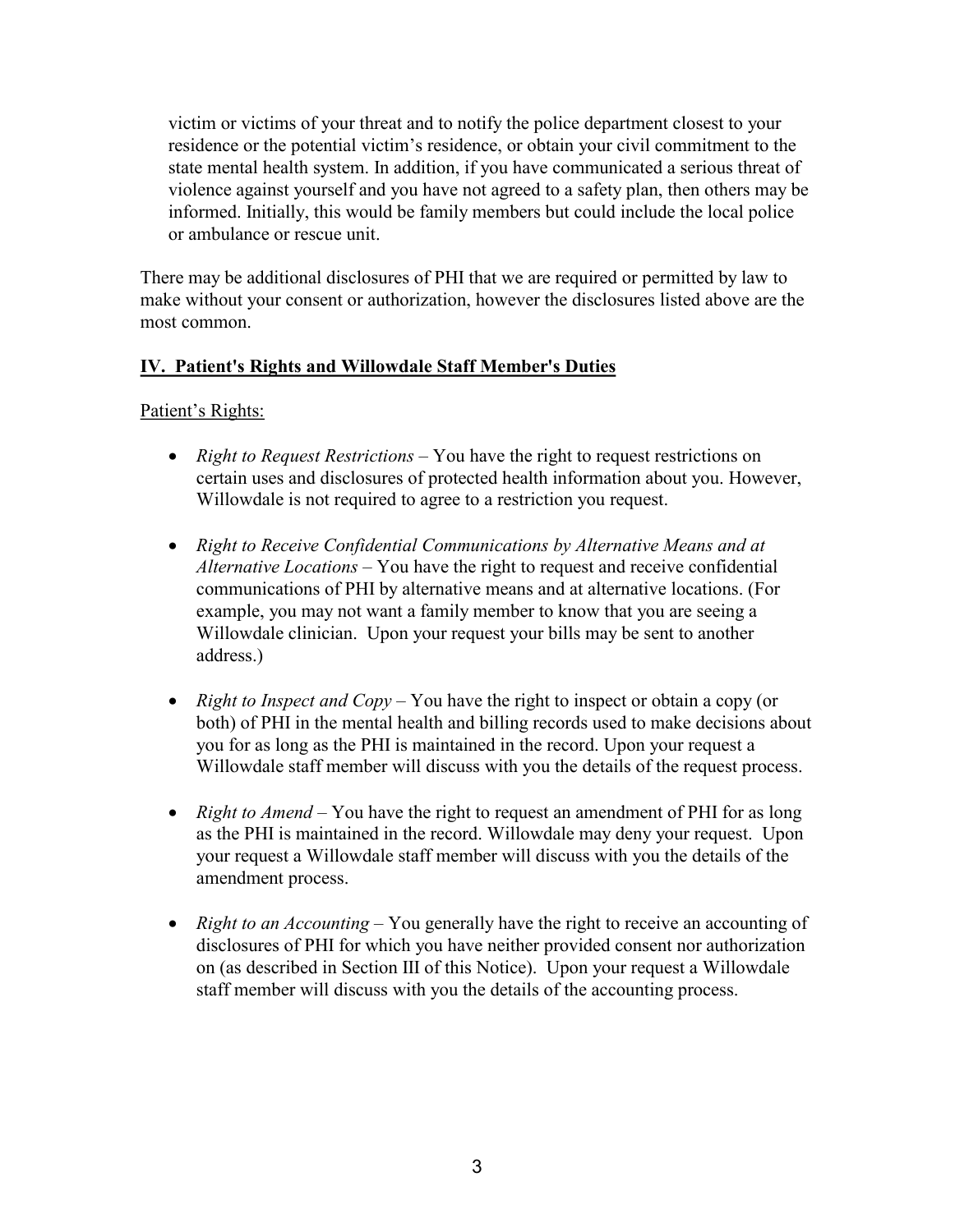victim or victims of your threat and to notify the police department closest to your residence or the potential victim's residence, or obtain your civil commitment to the state mental health system. In addition, if you have communicated a serious threat of violence against yourself and you have not agreed to a safety plan, then others may be informed. Initially, this would be family members but could include the local police or ambulance or rescue unit.

There may be additional disclosures of PHI that we are required or permitted by law to make without your consent or authorization, however the disclosures listed above are the most common.

## IV. Patient's Rights and Willowdale Staff Member's Duties

Patient's Rights:

- *Right to Request Restrictions* – You have the right to request restrictions on certain uses and disclosures of protected health information about you. However, Willowdale is not required to agree to a restriction you request.

- *Right to Receive Confidential Communications by Alternative Means and at Alternative Locations* – You have the right to request and receive confidential communications of PHI by alternative means and at alternative locations. (For example, you may not want a family member to know that you are seeing a Willowdale clinician. Upon your request your bills may be sent to another address.)

- *Right to Inspect and Copy* – You have the right to inspect or obtain a copy (or both) of PHI in the mental health and billing records used to make decisions about you for as long as the PHI is maintained in the record. Upon your request a Willowdale staff member will discuss with you the details of the request process.

- *Right to Amend* – You have the right to request an amendment of PHI for as long as the PHI is maintained in the record. Willowdale may deny your request. Upon your request a Willowdale staff member will discuss with you the details of the amendment process.

- *Right to an Accounting* – You generally have the right to receive an accounting of disclosures of PHI for which you have neither provided consent nor authorization on (as described in Section III of this Notice). Upon your request a Willowdale staff member will discuss with you the details of the accounting process.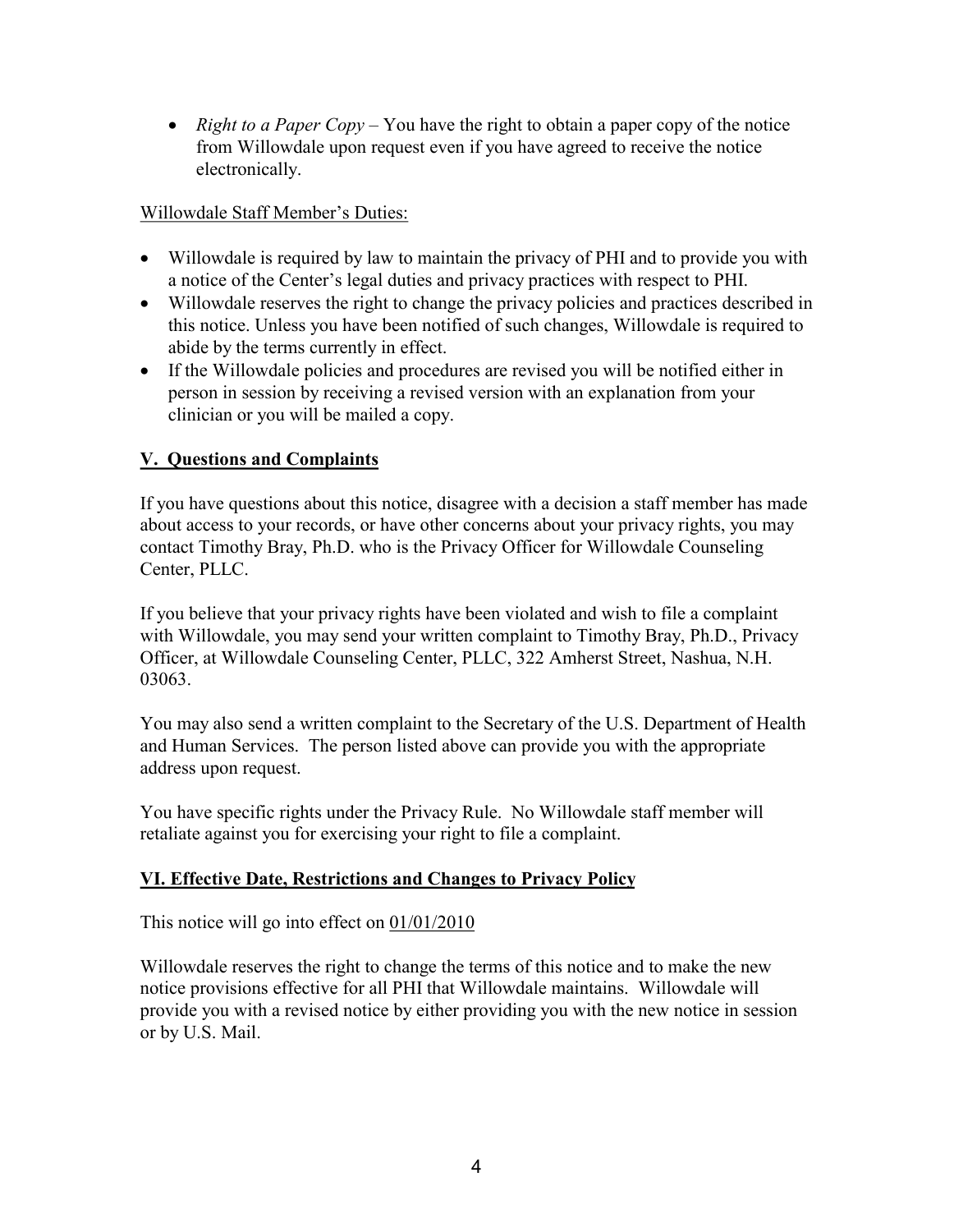- *Right to a Paper Copy* – You have the right to obtain a paper copy of the notice from Willowdale upon request even if you have agreed to receive the notice electronically.

Willowdale Staff Member's Duties:

- Willowdale is required by law to maintain the privacy of PHI and to provide you with a notice of the Center's legal duties and privacy practices with respect to PHI.
- Willowdale reserves the right to change the privacy policies and practices described in this notice. Unless you have been notified of such changes, Willowdale is required to abide by the terms currently in effect.
- If the Willowdale policies and procedures are revised you will be notified either in person in session by receiving a revised version with an explanation from your clinician or you will be mailed a copy.

## **V. Questions and Complaints**

If you have questions about this notice, disagree with a decision a staff member has made about access to your records, or have other concerns about your privacy rights, you may contact Timothy Bray, Ph.D. who is the Privacy Officer for Willowdale Counseling Center, PLLC.

If you believe that your privacy rights have been violated and wish to file a complaint with Willowdale, you may send your written complaint to Timothy Bray, Ph.D., Privacy Officer, at Willowdale Counseling Center, PLLC, 322 Amherst Street, Nashua, N.H. 03063.

You may also send a written complaint to the Secretary of the U.S. Department of Health and Human Services. The person listed above can provide you with the appropriate address upon request.

You have specific rights under the Privacy Rule. No Willowdale staff member will retaliate against you for exercising your right to file a complaint.

## **VI. Effective Date, Restrictions and Changes to Privacy Policy**

This notice will go into effect on 01/01/2010

Willowdale reserves the right to change the terms of this notice and to make the new notice provisions effective for all PHI that Willowdale maintains. Willowdale will provide you with a revised notice by either providing you with the new notice in session or by U.S. Mail.